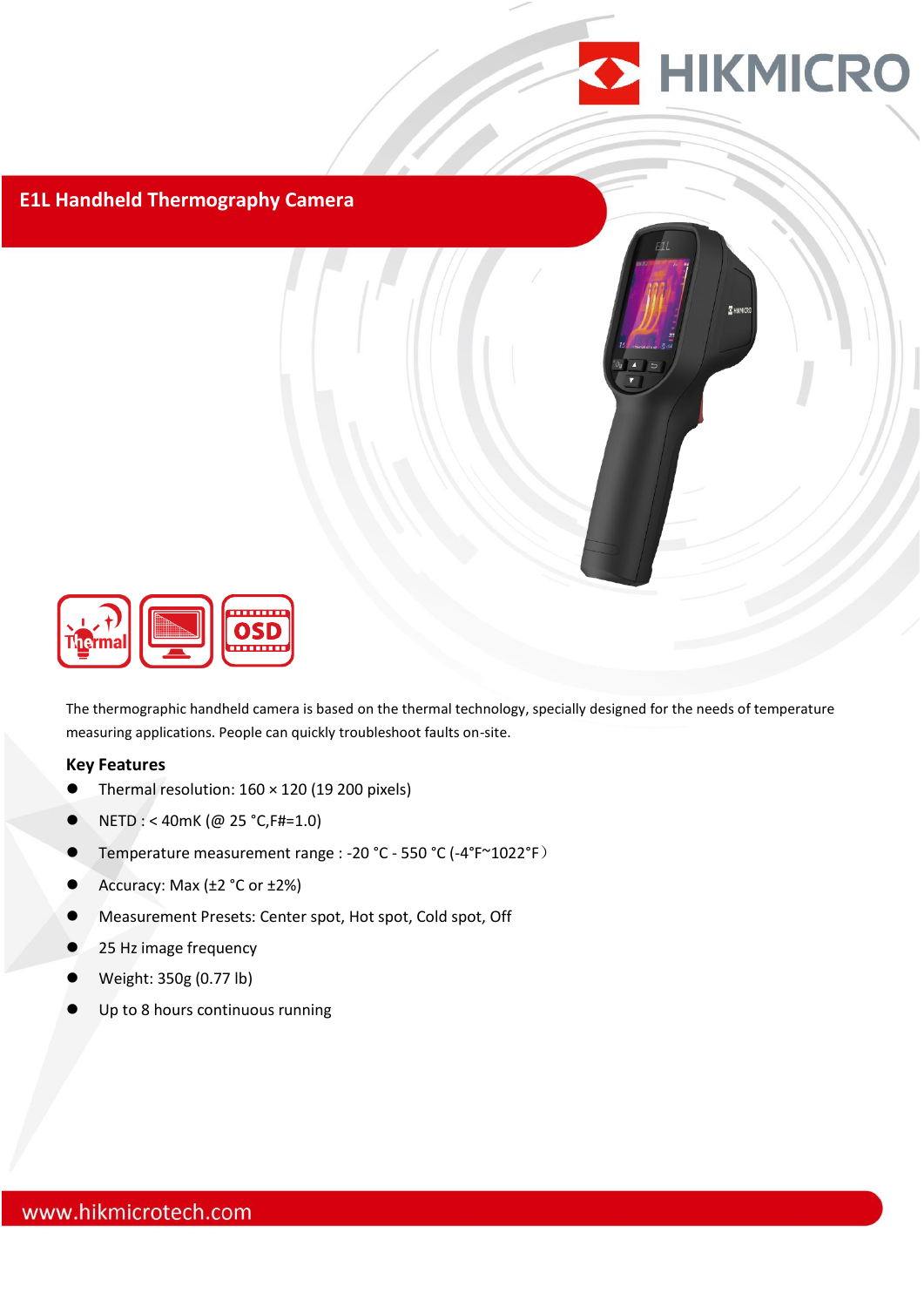# E1L Handheld Thermography Camera

The thermographic handheld camera is based on the thermal technology, specially designed for the needs of temperature measuring applications. People can quickly troubleshoot faults on-site.

## Key Features

- Thermal resolution: 160 × 120 (19 200 pixels)
- NETD : < 40mK (@ 25 °C,F#=1.0)
- Temperature measurement range : -20 °C - 550 °C (-4°F~1022°F）
- Accuracy: Max (±2 °C or ±2%)
- Measurement Presets: Center spot, Hot spot, Cold spot, Off
- 25 Hz image frequency
- Weight: 350g (0.77 lb)
- Up to 8 hours continuous running

www.hikmicrotech.com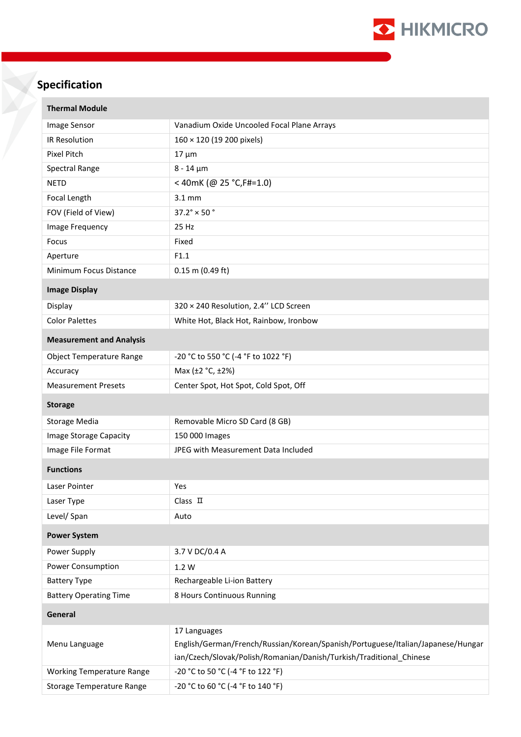## Specification

| Thermal Module | |
|---|---|
| Image Sensor | Vanadium Oxide Uncooled Focal Plane Arrays |
| IR Resolution | 160 × 120 (19 200 pixels) |
| Pixel Pitch | 17 µm |
| Spectral Range | 8 - 14 µm |
| NETD | < 40mK (@ 25 °C,F#=1.0) |
| Focal Length | 3.1 mm |
| FOV (Field of View) | 37.2° × 50 ° |
| Image Frequency | 25 Hz |
| Focus | Fixed |
| Aperture | F1.1 |
| Minimum Focus Distance | 0.15 m (0.49 ft) |
| **Image Display** | |
| Display | 320 × 240 Resolution, 2.4'' LCD Screen |
| Color Palettes | White Hot, Black Hot, Rainbow, Ironbow |
| **Measurement and Analysis** | |
| Object Temperature Range | -20 °C to 550 °C (-4 °F to 1022 °F) |
| Accuracy | Max (±2 °C, ±2%) |
| Measurement Presets | Center Spot, Hot Spot, Cold Spot, Off |
| **Storage** | |
| Storage Media | Removable Micro SD Card (8 GB) |
| Image Storage Capacity | 150 000 Images |
| Image File Format | JPEG with Measurement Data Included |
| **Functions** | |
| Laser Pointer | Yes |
| Laser Type | Class Ⅱ |
| Level/ Span | Auto |
| **Power System** | |
| Power Supply | 3.7 V DC/0.4 A |
| Power Consumption | 1.2 W |
| Battery Type | Rechargeable Li-ion Battery |
| Battery Operating Time | 8 Hours Continuous Running |
| **General** | |
| Menu Language | 17 Languages<br>English/German/French/Russian/Korean/Spanish/Portuguese/Italian/Japanese/Hungarian/Czech/Slovak/Polish/Romanian/Danish/Turkish/Traditional_Chinese |
| Working Temperature Range | -20 °C to 50 °C (-4 °F to 122 °F) |
| Storage Temperature Range | -20 °C to 60 °C (-4 °F to 140 °F) |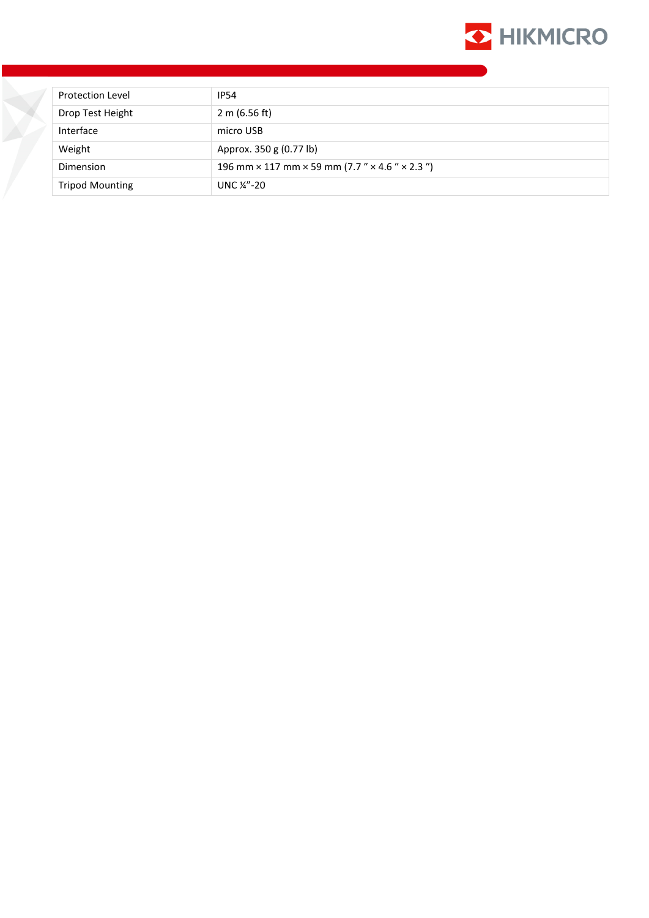| Protection Level | IP54 |
|---|---|
| Drop Test Height | 2 m (6.56 ft) |
| Interface | micro USB |
| Weight | Approx. 350 g (0.77 lb) |
| Dimension | 196 mm × 117 mm × 59 mm (7.7 ″ × 4.6 ″ × 2.3 ″) |
| Tripod Mounting | UNC ¼″-20 |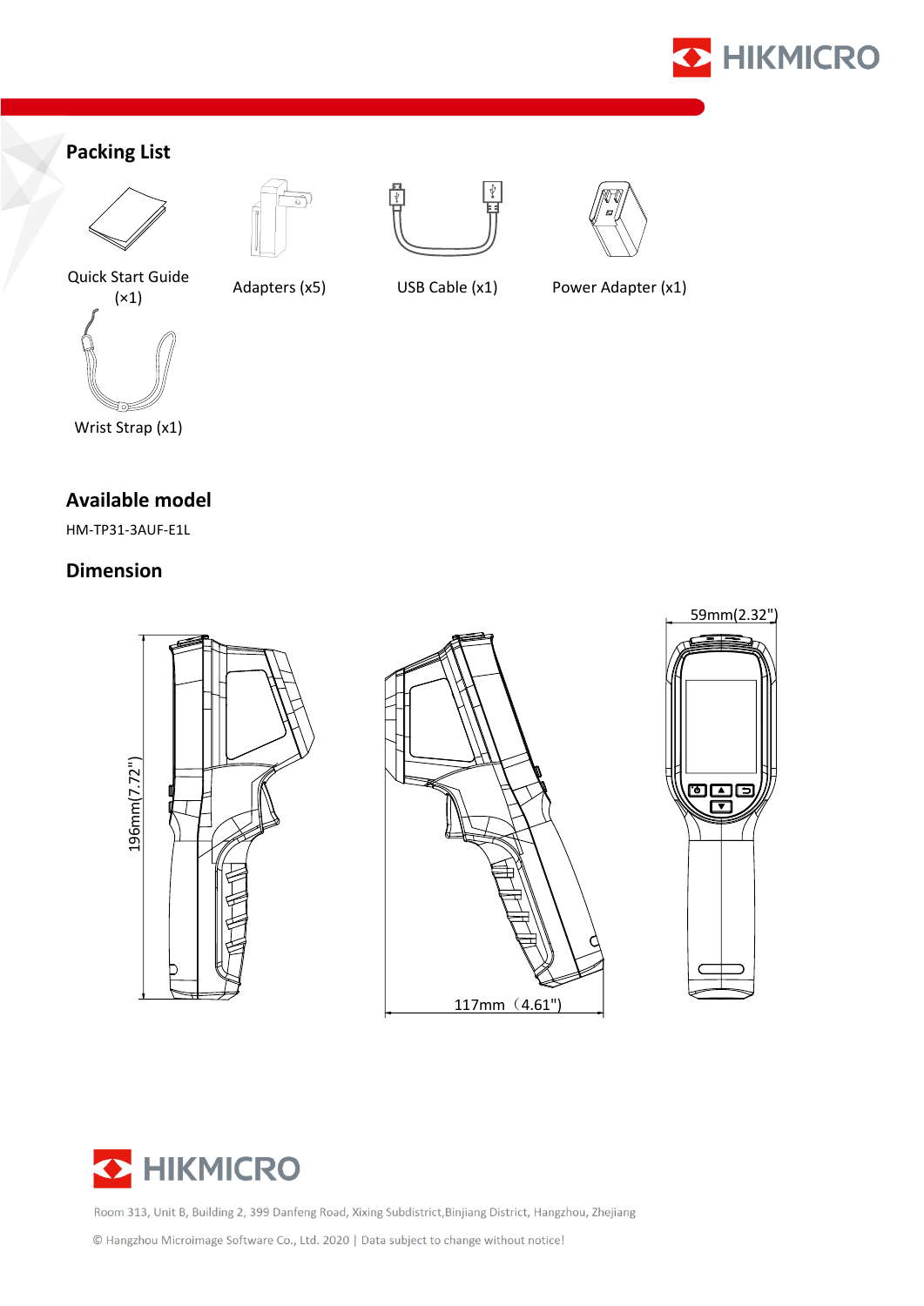## Packing List

Quick Start Guide (×1)

Adapters (x5)

USB Cable (x1)

Power Adapter (x1)

Wrist Strap (x1)

## Available model

HM-TP31-3AUF-E1L

## Dimension

196mm(7.72")

117mm（4.61")

59mm(2.32")

HIKMICRO

Room 313, Unit B, Building 2, 399 Danfeng Road, Xixing Subdistrict,Binjiang District, Hangzhou, Zhejiang

© Hangzhou Microimage Software Co., Ltd. 2020 | Data subject to change without notice!